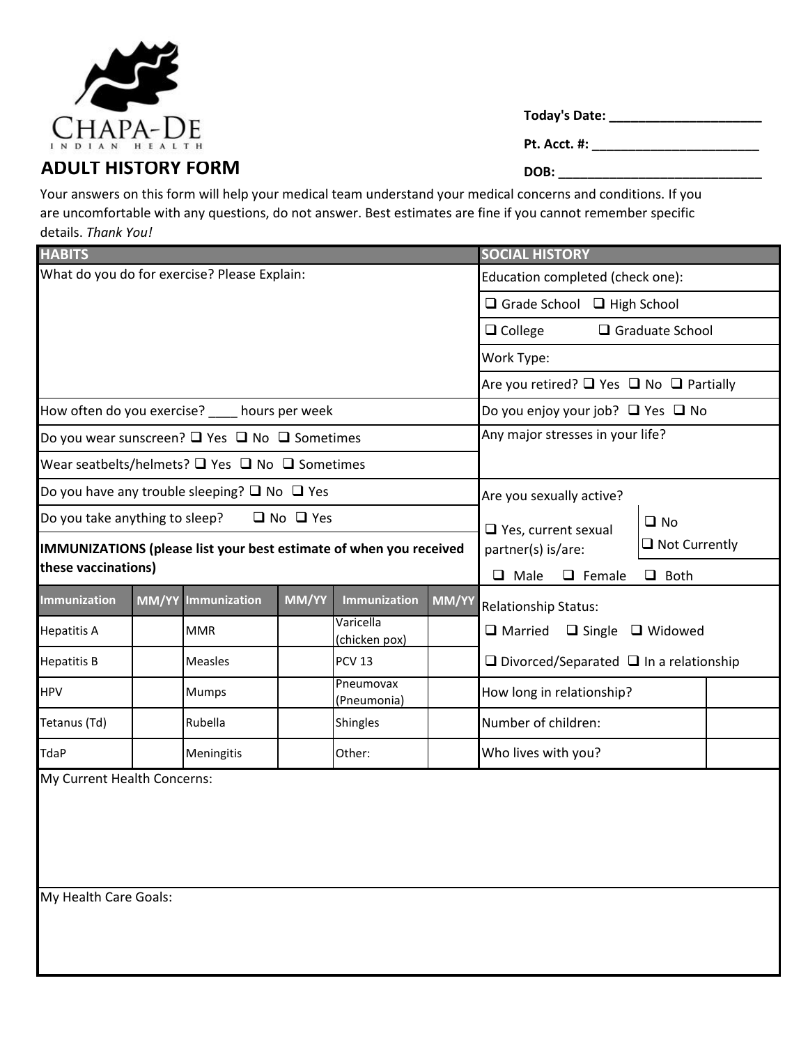CHAPA-DE
INDIAN HEALTH

# ADULT HISTORY FORM

**Today's Date:** ____________________

**Pt. Acct. #:** ______________________

**DOB:** ___________________________

Your answers on this form will help your medical team understand your medical concerns and conditions. If you are uncomfortable with any questions, do not answer. Best estimates are fine if you cannot remember specific details. *Thank You!*

## HABITS

What do you do for exercise? Please Explain:

How often do you exercise? ____ hours per week

Do you wear sunscreen? ❑ Yes ❑ No ❑ Sometimes

Wear seatbelts/helmets? ❑ Yes ❑ No ❑ Sometimes

Do you have any trouble sleeping? ❑ No ❑ Yes

Do you take anything to sleep? ❑ No ❑ Yes

**IMMUNIZATIONS (please list your best estimate of when you received these vaccinations)**

| Immunization | MM/YY | Immunization | MM/YY | Immunization | MM/YY |
|---|---|---|---|---|---|
| Hepatitis A | | MMR | | Varicella (chicken pox) | |
| Hepatitis B | | Measles | | PCV 13 | |
| HPV | | Mumps | | Pneumovax (Pneumonia) | |
| Tetanus (Td) | | Rubella | | Shingles | |
| TdaP | | Meningitis | | Other: | |

## SOCIAL HISTORY

Education completed (check one):

❑ Grade School ❑ High School

❑ College ❑ Graduate School

Work Type:

Are you retired? ❑ Yes ❑ No ❑ Partially

Do you enjoy your job? ❑ Yes ❑ No

Any major stresses in your life?

Are you sexually active?

❑ Yes, current sexual partner(s) is/are: ❑ No ❑ Not Currently

❑ Male ❑ Female ❑ Both

Relationship Status:

❑ Married ❑ Single ❑ Widowed

❑ Divorced/Separated ❑ In a relationship

| How long in relationship? | |
|---|---|
| Number of children: | |
| Who lives with you? | |

My Current Health Concerns:

My Health Care Goals: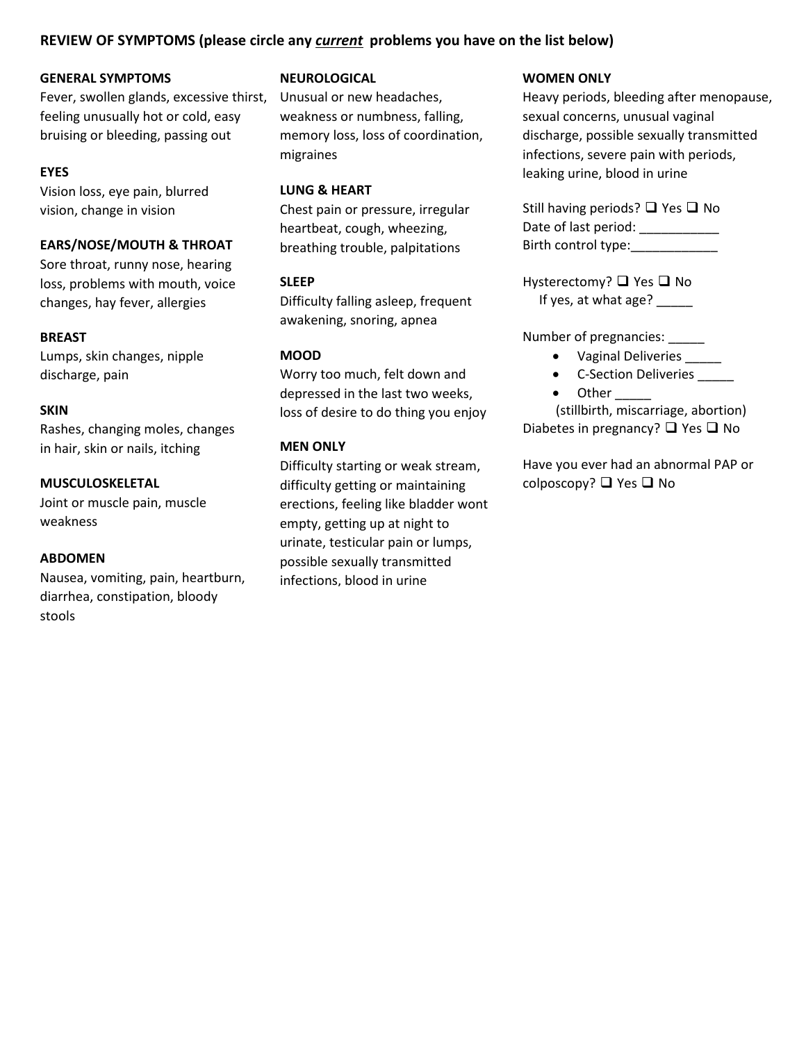**REVIEW OF SYMPTOMS (please circle any *current* problems you have on the list below)**

**GENERAL SYMPTOMS**
Fever, swollen glands, excessive thirst, feeling unusually hot or cold, easy bruising or bleeding, passing out

**EYES**
Vision loss, eye pain, blurred vision, change in vision

**EARS/NOSE/MOUTH & THROAT**
Sore throat, runny nose, hearing loss, problems with mouth, voice changes, hay fever, allergies

**BREAST**
Lumps, skin changes, nipple discharge, pain

**SKIN**
Rashes, changing moles, changes in hair, skin or nails, itching

**MUSCULOSKELETAL**
Joint or muscle pain, muscle weakness

**ABDOMEN**
Nausea, vomiting, pain, heartburn, diarrhea, constipation, bloody stools

**NEUROLOGICAL**
Unusual or new headaches, weakness or numbness, falling, memory loss, loss of coordination, migraines

**LUNG & HEART**
Chest pain or pressure, irregular heartbeat, cough, wheezing, breathing trouble, palpitations

**SLEEP**
Difficulty falling asleep, frequent awakening, snoring, apnea

**MOOD**
Worry too much, felt down and depressed in the last two weeks, loss of desire to do thing you enjoy

**MEN ONLY**
Difficulty starting or weak stream, difficulty getting or maintaining erections, feeling like bladder wont empty, getting up at night to urinate, testicular pain or lumps, possible sexually transmitted infections, blood in urine

**WOMEN ONLY**
Heavy periods, bleeding after menopause, sexual concerns, unusual vaginal discharge, possible sexually transmitted infections, severe pain with periods, leaking urine, blood in urine

Still having periods? ❑ Yes ❑ No
Date of last period: ___________
Birth control type:____________

Hysterectomy? ❑ Yes ❑ No
If yes, at what age? _____

Number of pregnancies: _____

- Vaginal Deliveries _____
- C-Section Deliveries _____
- Other _____
  (stillbirth, miscarriage, abortion)

Diabetes in pregnancy? ❑ Yes ❑ No

Have you ever had an abnormal PAP or colposcopy? ❑ Yes ❑ No